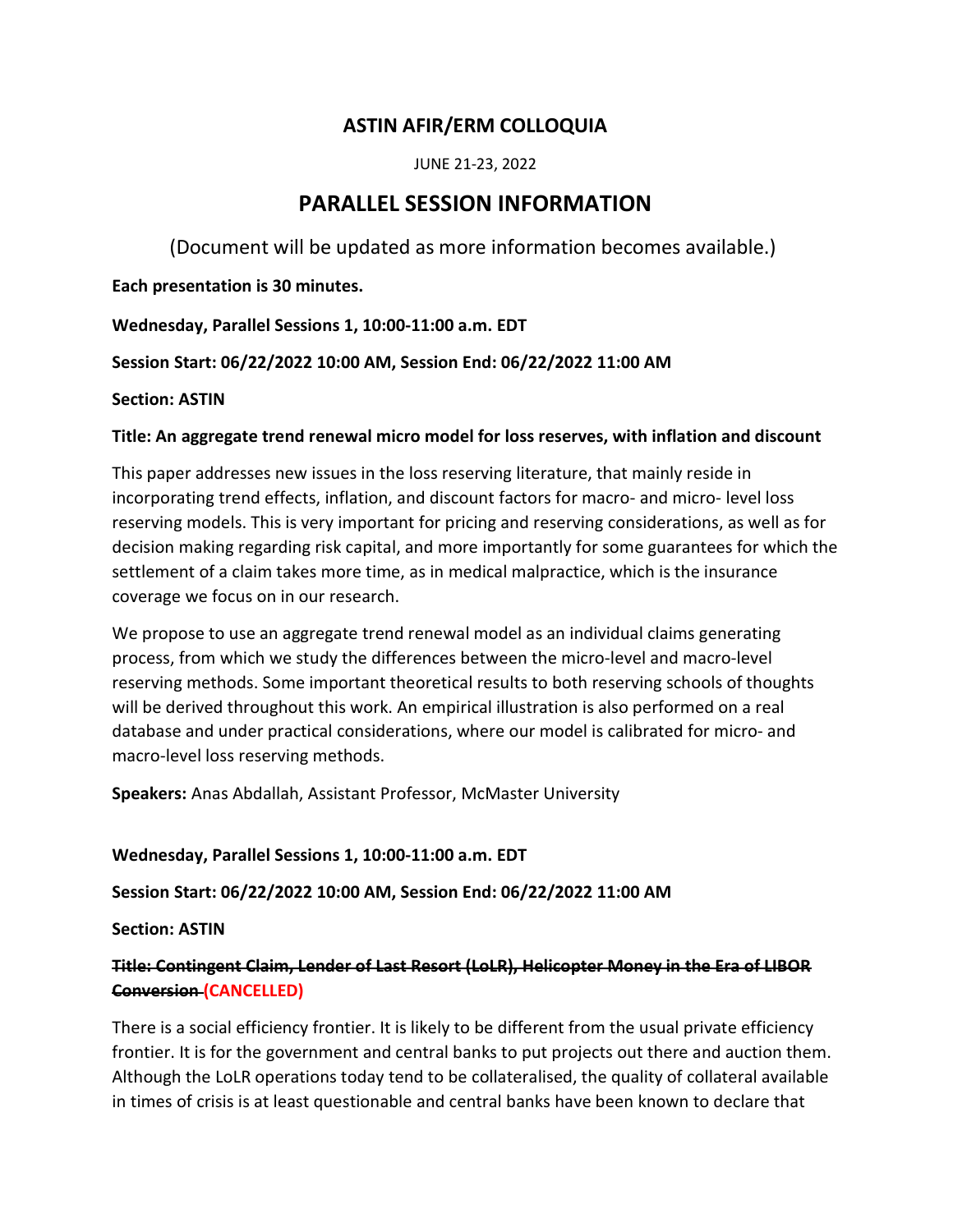# ASTIN AFIR/ERM COLLOQUIA

JUNE 21-23, 2022

# PARALLEL SESSION INFORMATION

(Document will be updated as more information becomes available.)

**Each presentation is 30 minutes.**

**Wednesday, Parallel Sessions 1, 10:00-11:00 a.m. EDT**

**Session Start: 06/22/2022 10:00 AM, Session End: 06/22/2022 11:00 AM**

**Section: ASTIN**

**Title: An aggregate trend renewal micro model for loss reserves, with inflation and discount**

This paper addresses new issues in the loss reserving literature, that mainly reside in incorporating trend effects, inflation, and discount factors for macro- and micro- level loss reserving models. This is very important for pricing and reserving considerations, as well as for decision making regarding risk capital, and more importantly for some guarantees for which the settlement of a claim takes more time, as in medical malpractice, which is the insurance coverage we focus on in our research.

We propose to use an aggregate trend renewal model as an individual claims generating process, from which we study the differences between the micro-level and macro-level reserving methods. Some important theoretical results to both reserving schools of thoughts will be derived throughout this work. An empirical illustration is also performed on a real database and under practical considerations, where our model is calibrated for micro- and macro-level loss reserving methods.

**Speakers:** Anas Abdallah, Assistant Professor, McMaster University

**Wednesday, Parallel Sessions 1, 10:00-11:00 a.m. EDT**

**Session Start: 06/22/2022 10:00 AM, Session End: 06/22/2022 11:00 AM**

**Section: ASTIN**

**~~Title: Contingent Claim, Lender of Last Resort (LoLR), Helicopter Money in the Era of LIBOR Conversion~~ (CANCELLED)**

There is a social efficiency frontier. It is likely to be different from the usual private efficiency frontier. It is for the government and central banks to put projects out there and auction them. Although the LoLR operations today tend to be collateralised, the quality of collateral available in times of crisis is at least questionable and central banks have been known to declare that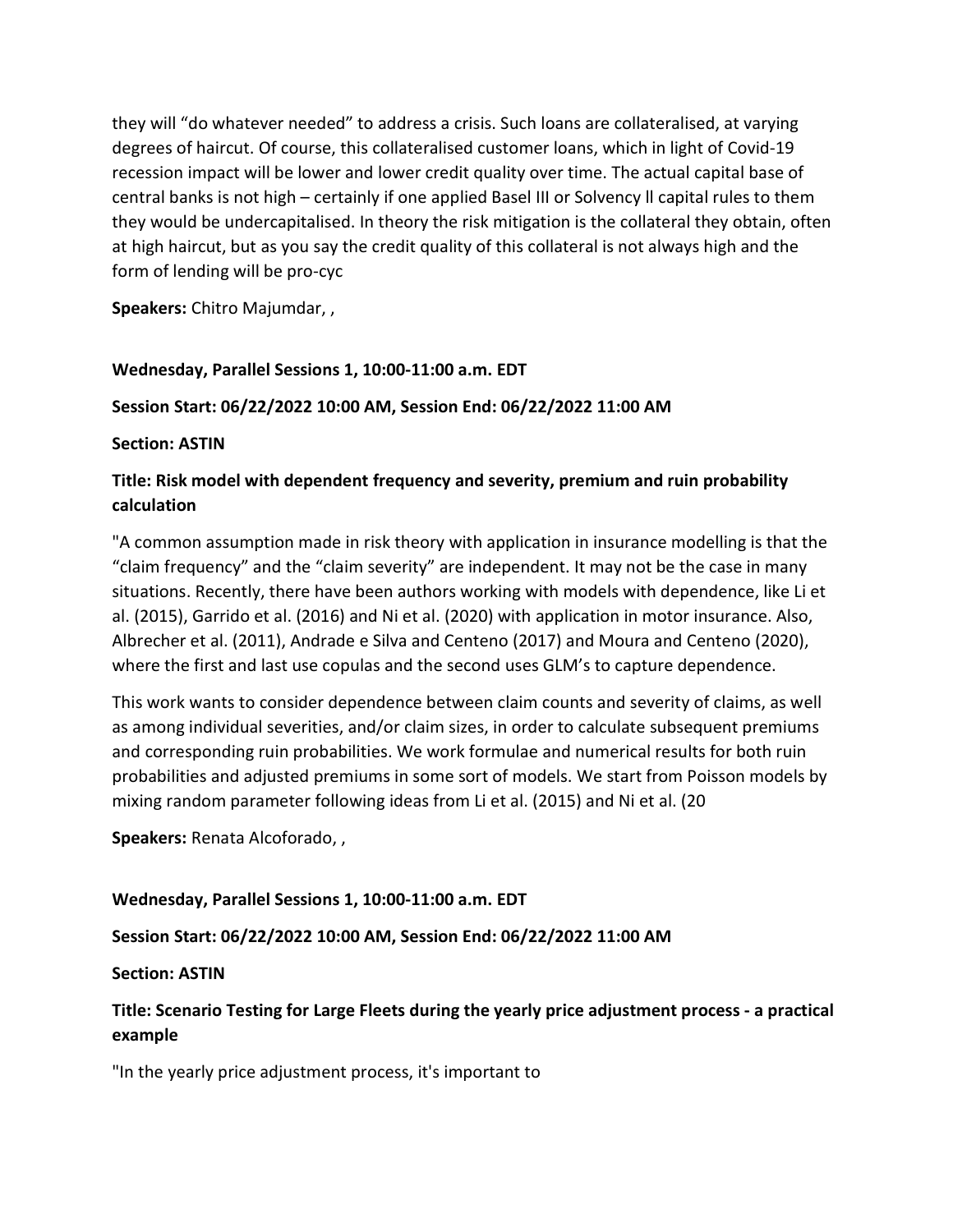they will "do whatever needed" to address a crisis. Such loans are collateralised, at varying degrees of haircut. Of course, this collateralised customer loans, which in light of Covid-19 recession impact will be lower and lower credit quality over time. The actual capital base of central banks is not high – certainly if one applied Basel III or Solvency ll capital rules to them they would be undercapitalised. In theory the risk mitigation is the collateral they obtain, often at high haircut, but as you say the credit quality of this collateral is not always high and the form of lending will be pro-cyc

**Speakers:** Chitro Majumdar, ,

**Wednesday, Parallel Sessions 1, 10:00-11:00 a.m. EDT**

**Session Start: 06/22/2022 10:00 AM, Session End: 06/22/2022 11:00 AM**

**Section: ASTIN**

**Title: Risk model with dependent frequency and severity, premium and ruin probability calculation**

"A common assumption made in risk theory with application in insurance modelling is that the "claim frequency" and the "claim severity" are independent. It may not be the case in many situations. Recently, there have been authors working with models with dependence, like Li et al. (2015), Garrido et al. (2016) and Ni et al. (2020) with application in motor insurance. Also, Albrecher et al. (2011), Andrade e Silva and Centeno (2017) and Moura and Centeno (2020), where the first and last use copulas and the second uses GLM's to capture dependence.

This work wants to consider dependence between claim counts and severity of claims, as well as among individual severities, and/or claim sizes, in order to calculate subsequent premiums and corresponding ruin probabilities. We work formulae and numerical results for both ruin probabilities and adjusted premiums in some sort of models. We start from Poisson models by mixing random parameter following ideas from Li et al. (2015) and Ni et al. (20

**Speakers:** Renata Alcoforado, ,

**Wednesday, Parallel Sessions 1, 10:00-11:00 a.m. EDT**

**Session Start: 06/22/2022 10:00 AM, Session End: 06/22/2022 11:00 AM**

**Section: ASTIN**

**Title: Scenario Testing for Large Fleets during the yearly price adjustment process - a practical example**

"In the yearly price adjustment process, it's important to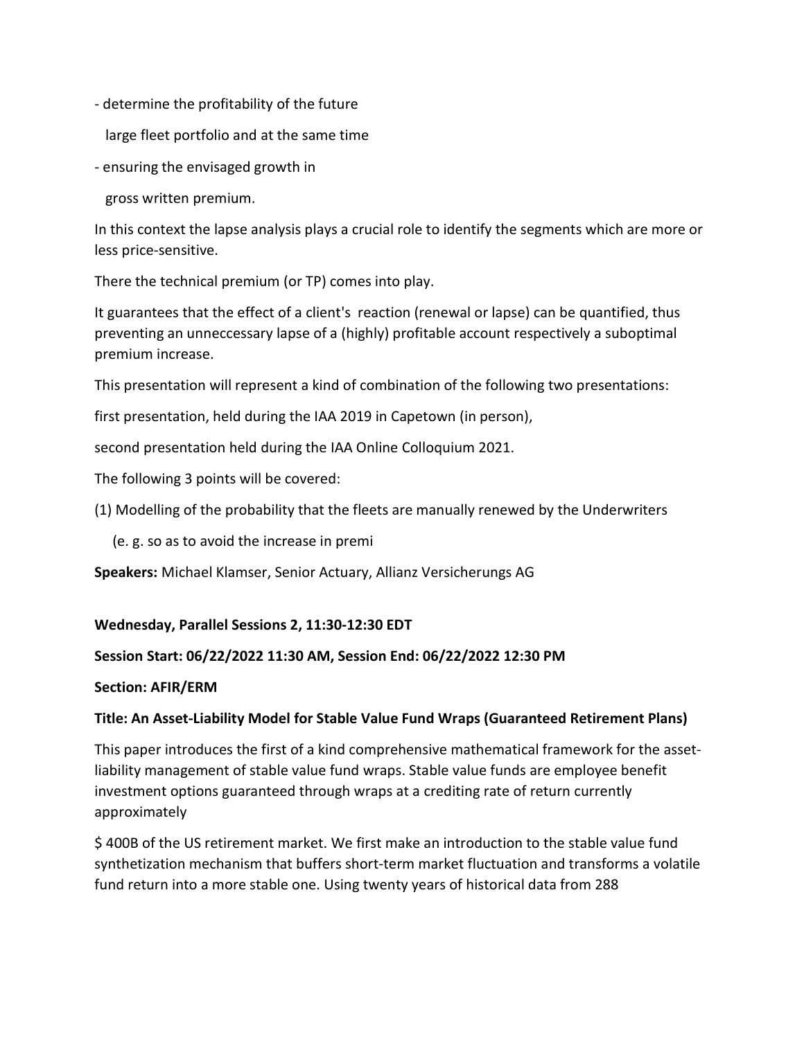- determine the profitability of the future

  large fleet portfolio and at the same time

- ensuring the envisaged growth in

  gross written premium.

In this context the lapse analysis plays a crucial role to identify the segments which are more or less price-sensitive.

There the technical premium (or TP) comes into play.

It guarantees that the effect of a client's reaction (renewal or lapse) can be quantified, thus preventing an unneccessary lapse of a (highly) profitable account respectively a suboptimal premium increase.

This presentation will represent a kind of combination of the following two presentations:

first presentation, held during the IAA 2019 in Capetown (in person),

second presentation held during the IAA Online Colloquium 2021.

The following 3 points will be covered:

(1) Modelling of the probability that the fleets are manually renewed by the Underwriters

   (e. g. so as to avoid the increase in premi

**Speakers:** Michael Klamser, Senior Actuary, Allianz Versicherungs AG

**Wednesday, Parallel Sessions 2, 11:30-12:30 EDT**

**Session Start: 06/22/2022 11:30 AM, Session End: 06/22/2022 12:30 PM**

**Section: AFIR/ERM**

**Title: An Asset-Liability Model for Stable Value Fund Wraps (Guaranteed Retirement Plans)**

This paper introduces the first of a kind comprehensive mathematical framework for the asset-liability management of stable value fund wraps. Stable value funds are employee benefit investment options guaranteed through wraps at a crediting rate of return currently approximately

$ 400B of the US retirement market. We first make an introduction to the stable value fund synthetization mechanism that buffers short-term market fluctuation and transforms a volatile fund return into a more stable one. Using twenty years of historical data from 288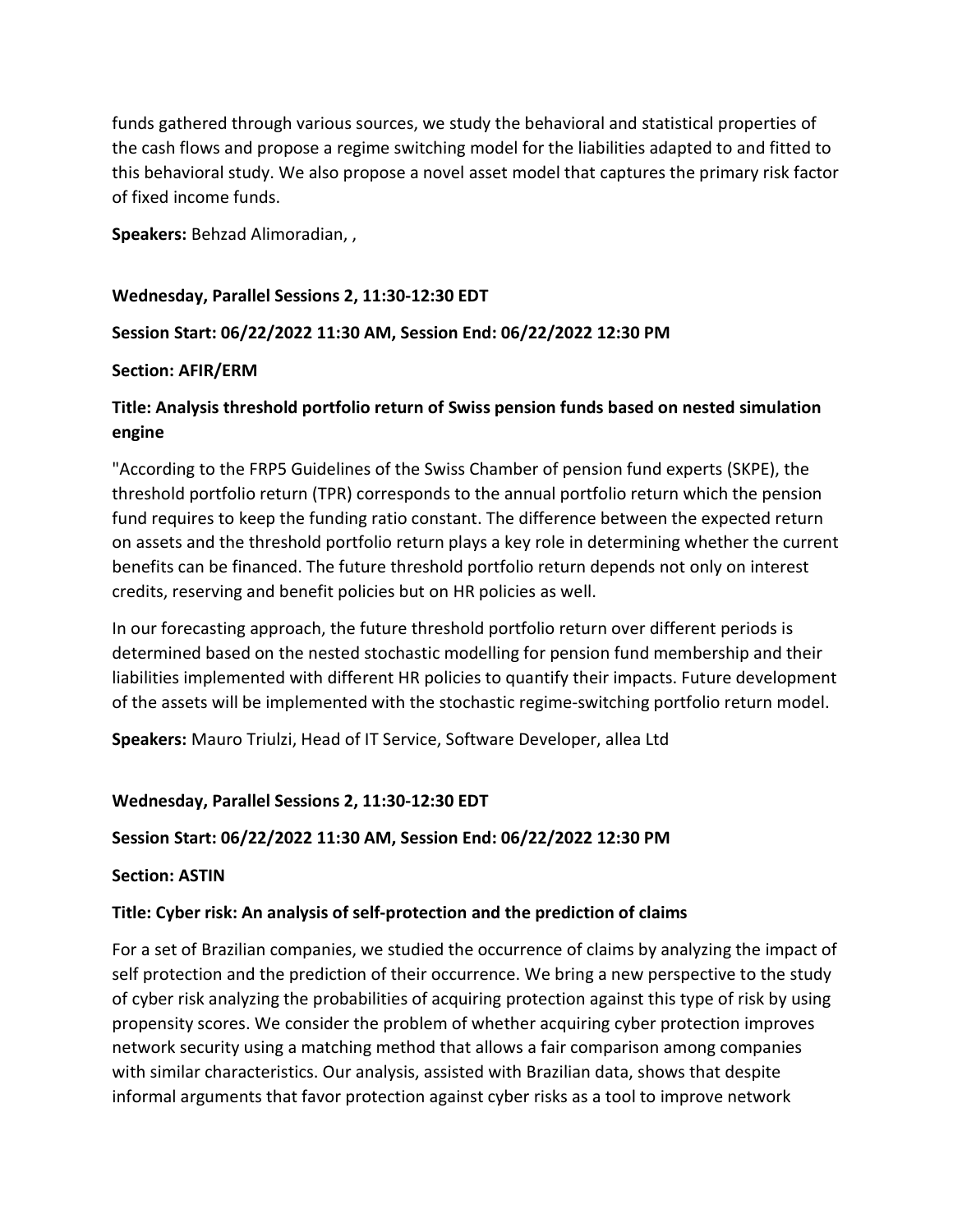funds gathered through various sources, we study the behavioral and statistical properties of the cash flows and propose a regime switching model for the liabilities adapted to and fitted to this behavioral study. We also propose a novel asset model that captures the primary risk factor of fixed income funds.

**Speakers:** Behzad Alimoradian, ,

**Wednesday, Parallel Sessions 2, 11:30-12:30 EDT**

**Session Start: 06/22/2022 11:30 AM, Session End: 06/22/2022 12:30 PM**

**Section: AFIR/ERM**

**Title: Analysis threshold portfolio return of Swiss pension funds based on nested simulation engine**

"According to the FRP5 Guidelines of the Swiss Chamber of pension fund experts (SKPE), the threshold portfolio return (TPR) corresponds to the annual portfolio return which the pension fund requires to keep the funding ratio constant. The difference between the expected return on assets and the threshold portfolio return plays a key role in determining whether the current benefits can be financed. The future threshold portfolio return depends not only on interest credits, reserving and benefit policies but on HR policies as well.

In our forecasting approach, the future threshold portfolio return over different periods is determined based on the nested stochastic modelling for pension fund membership and their liabilities implemented with different HR policies to quantify their impacts. Future development of the assets will be implemented with the stochastic regime-switching portfolio return model.

**Speakers:** Mauro Triulzi, Head of IT Service, Software Developer, allea Ltd

**Wednesday, Parallel Sessions 2, 11:30-12:30 EDT**

**Session Start: 06/22/2022 11:30 AM, Session End: 06/22/2022 12:30 PM**

**Section: ASTIN**

**Title: Cyber risk: An analysis of self-protection and the prediction of claims**

For a set of Brazilian companies, we studied the occurrence of claims by analyzing the impact of self protection and the prediction of their occurrence. We bring a new perspective to the study of cyber risk analyzing the probabilities of acquiring protection against this type of risk by using propensity scores. We consider the problem of whether acquiring cyber protection improves network security using a matching method that allows a fair comparison among companies with similar characteristics. Our analysis, assisted with Brazilian data, shows that despite informal arguments that favor protection against cyber risks as a tool to improve network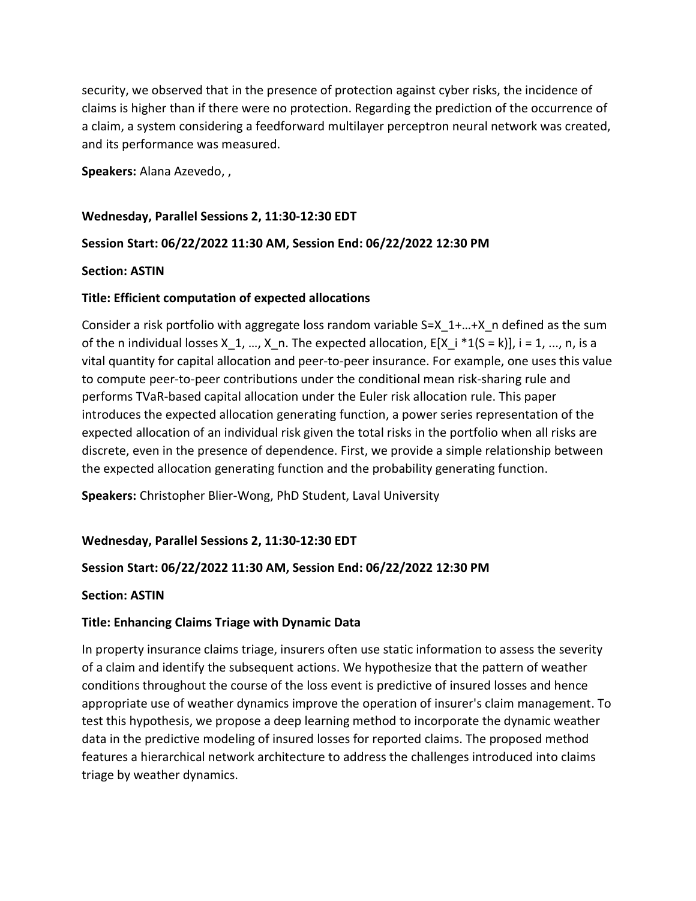security, we observed that in the presence of protection against cyber risks, the incidence of claims is higher than if there were no protection. Regarding the prediction of the occurrence of a claim, a system considering a feedforward multilayer perceptron neural network was created, and its performance was measured.

**Speakers:** Alana Azevedo, ,

**Wednesday, Parallel Sessions 2, 11:30-12:30 EDT**

**Session Start: 06/22/2022 11:30 AM, Session End: 06/22/2022 12:30 PM**

**Section: ASTIN**

**Title: Efficient computation of expected allocations**

Consider a risk portfolio with aggregate loss random variable $S=X_1+\ldots+X_n$ defined as the sum of the n individual losses $X_1, \ldots, X_n$. The expected allocation, $E[X_i * 1(S = k)]$, $i = 1, \ldots, n$, is a vital quantity for capital allocation and peer-to-peer insurance. For example, one uses this value to compute peer-to-peer contributions under the conditional mean risk-sharing rule and performs TVaR-based capital allocation under the Euler risk allocation rule. This paper introduces the expected allocation generating function, a power series representation of the expected allocation of an individual risk given the total risks in the portfolio when all risks are discrete, even in the presence of dependence. First, we provide a simple relationship between the expected allocation generating function and the probability generating function.

**Speakers:** Christopher Blier-Wong, PhD Student, Laval University

**Wednesday, Parallel Sessions 2, 11:30-12:30 EDT**

**Session Start: 06/22/2022 11:30 AM, Session End: 06/22/2022 12:30 PM**

**Section: ASTIN**

**Title: Enhancing Claims Triage with Dynamic Data**

In property insurance claims triage, insurers often use static information to assess the severity of a claim and identify the subsequent actions. We hypothesize that the pattern of weather conditions throughout the course of the loss event is predictive of insured losses and hence appropriate use of weather dynamics improve the operation of insurer's claim management. To test this hypothesis, we propose a deep learning method to incorporate the dynamic weather data in the predictive modeling of insured losses for reported claims. The proposed method features a hierarchical network architecture to address the challenges introduced into claims triage by weather dynamics.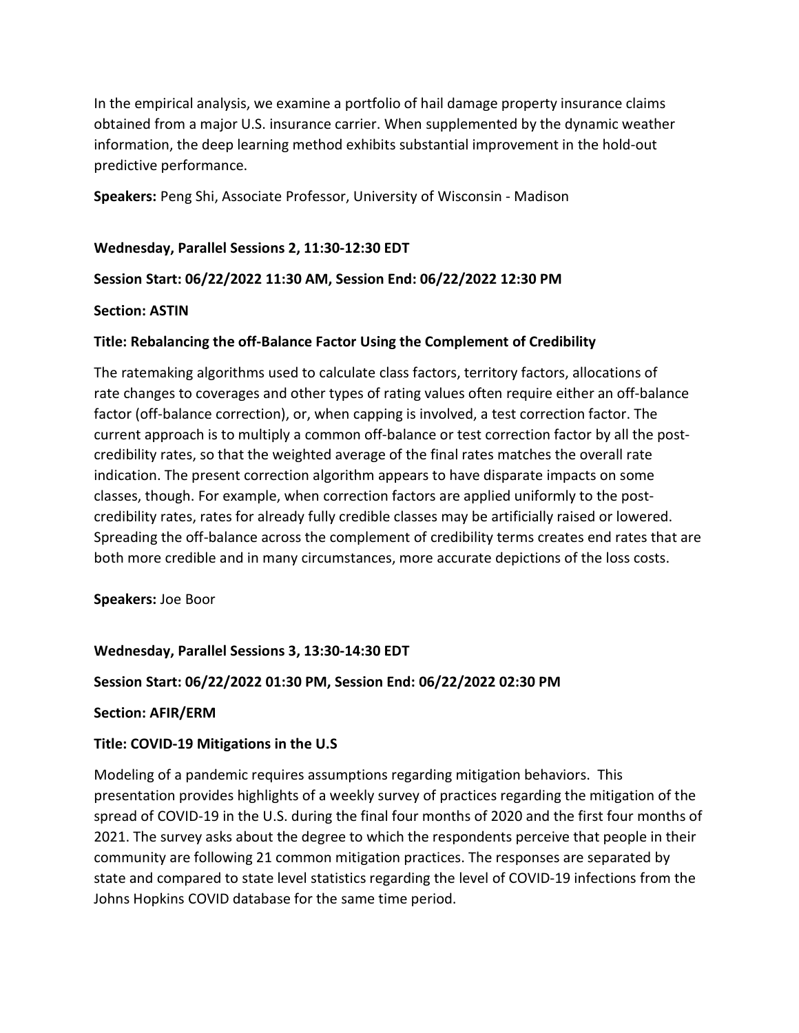In the empirical analysis, we examine a portfolio of hail damage property insurance claims obtained from a major U.S. insurance carrier. When supplemented by the dynamic weather information, the deep learning method exhibits substantial improvement in the hold-out predictive performance.

**Speakers:** Peng Shi, Associate Professor, University of Wisconsin - Madison

**Wednesday, Parallel Sessions 2, 11:30-12:30 EDT**

**Session Start: 06/22/2022 11:30 AM, Session End: 06/22/2022 12:30 PM**

**Section: ASTIN**

**Title: Rebalancing the off-Balance Factor Using the Complement of Credibility**

The ratemaking algorithms used to calculate class factors, territory factors, allocations of rate changes to coverages and other types of rating values often require either an off-balance factor (off-balance correction), or, when capping is involved, a test correction factor. The current approach is to multiply a common off-balance or test correction factor by all the post-credibility rates, so that the weighted average of the final rates matches the overall rate indication. The present correction algorithm appears to have disparate impacts on some classes, though. For example, when correction factors are applied uniformly to the post-credibility rates, rates for already fully credible classes may be artificially raised or lowered. Spreading the off-balance across the complement of credibility terms creates end rates that are both more credible and in many circumstances, more accurate depictions of the loss costs.

**Speakers:** Joe Boor

**Wednesday, Parallel Sessions 3, 13:30-14:30 EDT**

**Session Start: 06/22/2022 01:30 PM, Session End: 06/22/2022 02:30 PM**

**Section: AFIR/ERM**

**Title: COVID-19 Mitigations in the U.S**

Modeling of a pandemic requires assumptions regarding mitigation behaviors. This presentation provides highlights of a weekly survey of practices regarding the mitigation of the spread of COVID-19 in the U.S. during the final four months of 2020 and the first four months of 2021. The survey asks about the degree to which the respondents perceive that people in their community are following 21 common mitigation practices. The responses are separated by state and compared to state level statistics regarding the level of COVID-19 infections from the Johns Hopkins COVID database for the same time period.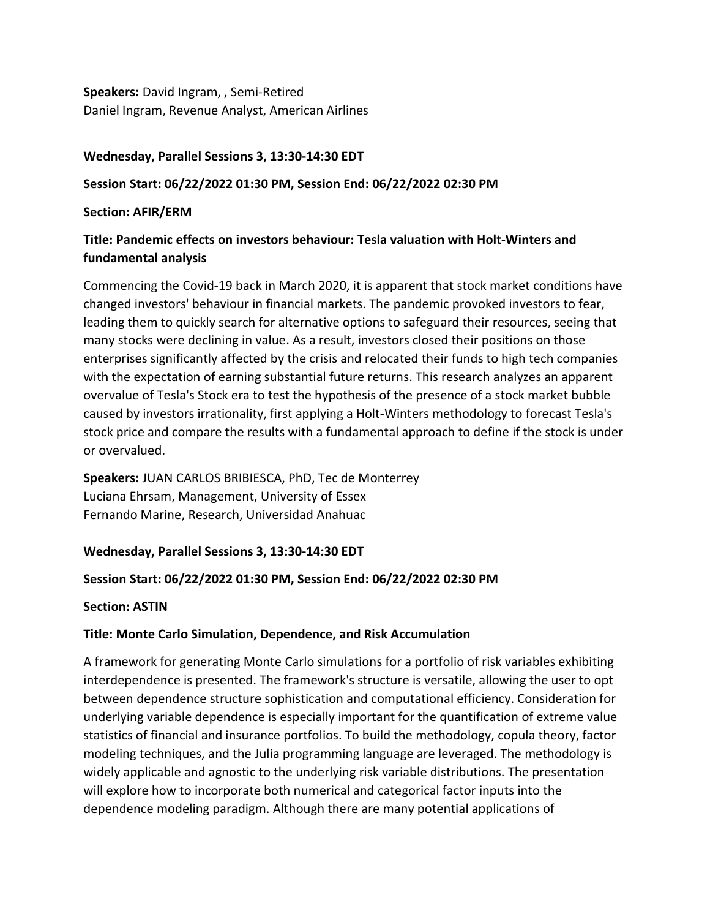**Speakers:** David Ingram, , Semi-Retired
Daniel Ingram, Revenue Analyst, American Airlines

**Wednesday, Parallel Sessions 3, 13:30-14:30 EDT**

**Session Start: 06/22/2022 01:30 PM, Session End: 06/22/2022 02:30 PM**

**Section: AFIR/ERM**

**Title: Pandemic effects on investors behaviour: Tesla valuation with Holt-Winters and fundamental analysis**

Commencing the Covid-19 back in March 2020, it is apparent that stock market conditions have changed investors' behaviour in financial markets. The pandemic provoked investors to fear, leading them to quickly search for alternative options to safeguard their resources, seeing that many stocks were declining in value. As a result, investors closed their positions on those enterprises significantly affected by the crisis and relocated their funds to high tech companies with the expectation of earning substantial future returns. This research analyzes an apparent overvalue of Tesla's Stock era to test the hypothesis of the presence of a stock market bubble caused by investors irrationality, first applying a Holt-Winters methodology to forecast Tesla's stock price and compare the results with a fundamental approach to define if the stock is under or overvalued.

**Speakers:** JUAN CARLOS BRIBIESCA, PhD, Tec de Monterrey
Luciana Ehrsam, Management, University of Essex
Fernando Marine, Research, Universidad Anahuac

**Wednesday, Parallel Sessions 3, 13:30-14:30 EDT**

**Session Start: 06/22/2022 01:30 PM, Session End: 06/22/2022 02:30 PM**

**Section: ASTIN**

**Title: Monte Carlo Simulation, Dependence, and Risk Accumulation**

A framework for generating Monte Carlo simulations for a portfolio of risk variables exhibiting interdependence is presented. The framework's structure is versatile, allowing the user to opt between dependence structure sophistication and computational efficiency. Consideration for underlying variable dependence is especially important for the quantification of extreme value statistics of financial and insurance portfolios. To build the methodology, copula theory, factor modeling techniques, and the Julia programming language are leveraged. The methodology is widely applicable and agnostic to the underlying risk variable distributions. The presentation will explore how to incorporate both numerical and categorical factor inputs into the dependence modeling paradigm. Although there are many potential applications of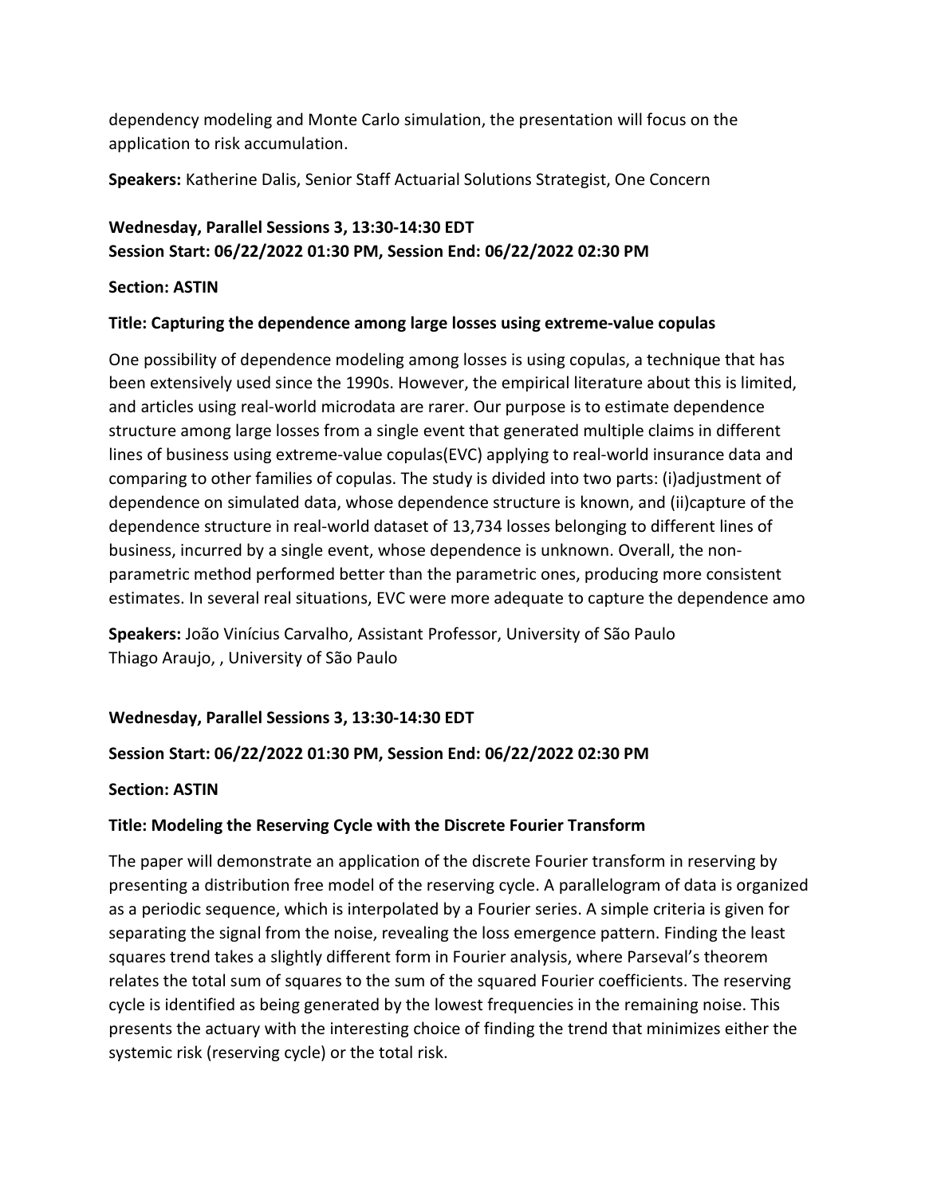dependency modeling and Monte Carlo simulation, the presentation will focus on the application to risk accumulation.

**Speakers:** Katherine Dalis, Senior Staff Actuarial Solutions Strategist, One Concern

**Wednesday, Parallel Sessions 3, 13:30-14:30 EDT**
**Session Start: 06/22/2022 01:30 PM, Session End: 06/22/2022 02:30 PM**

**Section: ASTIN**

**Title: Capturing the dependence among large losses using extreme-value copulas**

One possibility of dependence modeling among losses is using copulas, a technique that has been extensively used since the 1990s. However, the empirical literature about this is limited, and articles using real-world microdata are rarer. Our purpose is to estimate dependence structure among large losses from a single event that generated multiple claims in different lines of business using extreme-value copulas(EVC) applying to real-world insurance data and comparing to other families of copulas. The study is divided into two parts: (i)adjustment of dependence on simulated data, whose dependence structure is known, and (ii)capture of the dependence structure in real-world dataset of 13,734 losses belonging to different lines of business, incurred by a single event, whose dependence is unknown. Overall, the non-parametric method performed better than the parametric ones, producing more consistent estimates. In several real situations, EVC were more adequate to capture the dependence amo

**Speakers:** João Vinícius Carvalho, Assistant Professor, University of São Paulo
Thiago Araujo, , University of São Paulo

**Wednesday, Parallel Sessions 3, 13:30-14:30 EDT**

**Session Start: 06/22/2022 01:30 PM, Session End: 06/22/2022 02:30 PM**

**Section: ASTIN**

**Title: Modeling the Reserving Cycle with the Discrete Fourier Transform**

The paper will demonstrate an application of the discrete Fourier transform in reserving by presenting a distribution free model of the reserving cycle. A parallelogram of data is organized as a periodic sequence, which is interpolated by a Fourier series. A simple criteria is given for separating the signal from the noise, revealing the loss emergence pattern. Finding the least squares trend takes a slightly different form in Fourier analysis, where Parseval's theorem relates the total sum of squares to the sum of the squared Fourier coefficients. The reserving cycle is identified as being generated by the lowest frequencies in the remaining noise. This presents the actuary with the interesting choice of finding the trend that minimizes either the systemic risk (reserving cycle) or the total risk.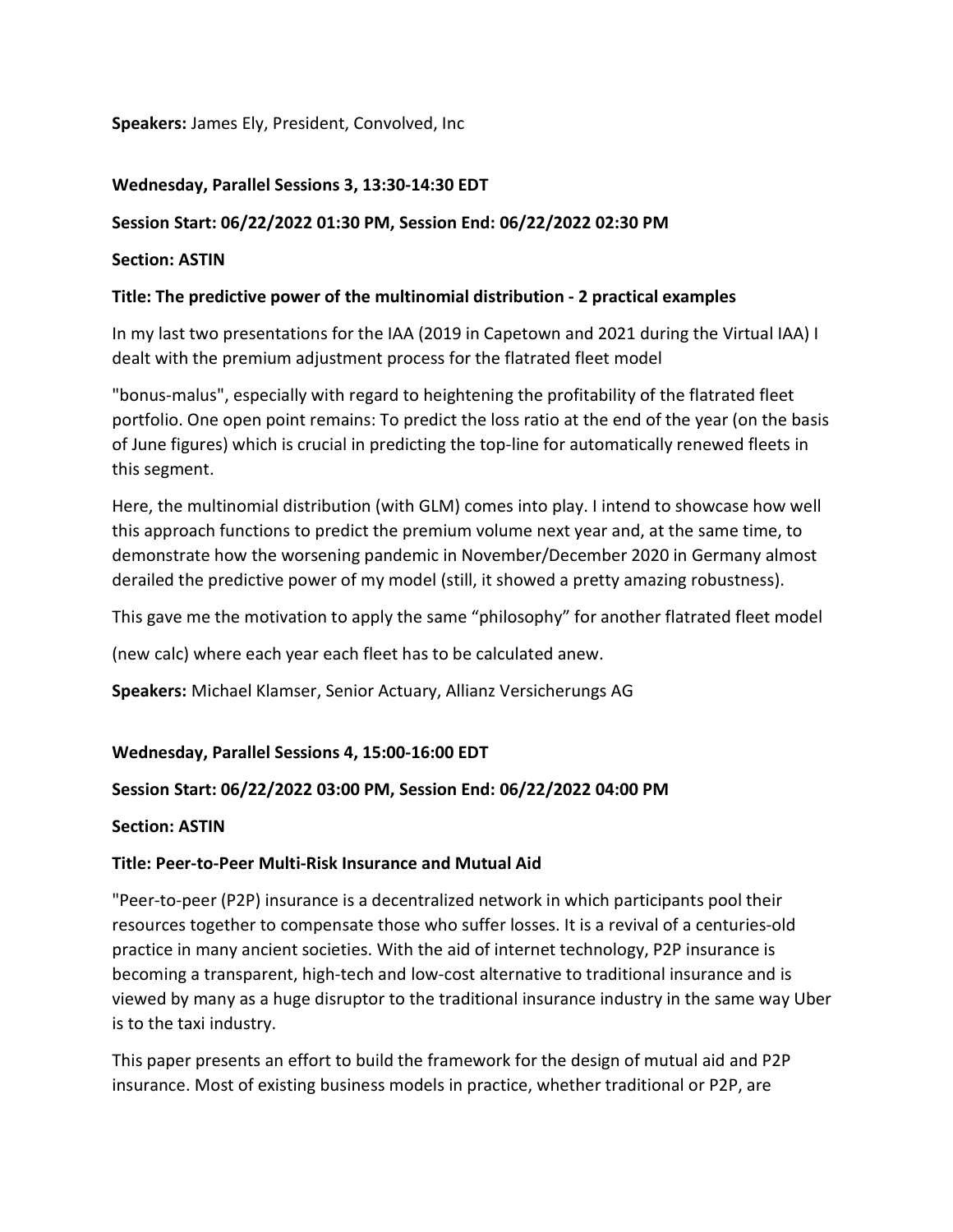**Speakers:** James Ely, President, Convolved, Inc

**Wednesday, Parallel Sessions 3, 13:30-14:30 EDT**

**Session Start: 06/22/2022 01:30 PM, Session End: 06/22/2022 02:30 PM**

**Section: ASTIN**

**Title: The predictive power of the multinomial distribution - 2 practical examples**

In my last two presentations for the IAA (2019 in Capetown and 2021 during the Virtual IAA) I dealt with the premium adjustment process for the flatrated fleet model

"bonus-malus", especially with regard to heightening the profitability of the flatrated fleet portfolio. One open point remains: To predict the loss ratio at the end of the year (on the basis of June figures) which is crucial in predicting the top-line for automatically renewed fleets in this segment.

Here, the multinomial distribution (with GLM) comes into play. I intend to showcase how well this approach functions to predict the premium volume next year and, at the same time, to demonstrate how the worsening pandemic in November/December 2020 in Germany almost derailed the predictive power of my model (still, it showed a pretty amazing robustness).

This gave me the motivation to apply the same "philosophy" for another flatrated fleet model

(new calc) where each year each fleet has to be calculated anew.

**Speakers:** Michael Klamser, Senior Actuary, Allianz Versicherungs AG

**Wednesday, Parallel Sessions 4, 15:00-16:00 EDT**

**Session Start: 06/22/2022 03:00 PM, Session End: 06/22/2022 04:00 PM**

**Section: ASTIN**

**Title: Peer-to-Peer Multi-Risk Insurance and Mutual Aid**

"Peer-to-peer (P2P) insurance is a decentralized network in which participants pool their resources together to compensate those who suffer losses. It is a revival of a centuries-old practice in many ancient societies. With the aid of internet technology, P2P insurance is becoming a transparent, high-tech and low-cost alternative to traditional insurance and is viewed by many as a huge disruptor to the traditional insurance industry in the same way Uber is to the taxi industry.

This paper presents an effort to build the framework for the design of mutual aid and P2P insurance. Most of existing business models in practice, whether traditional or P2P, are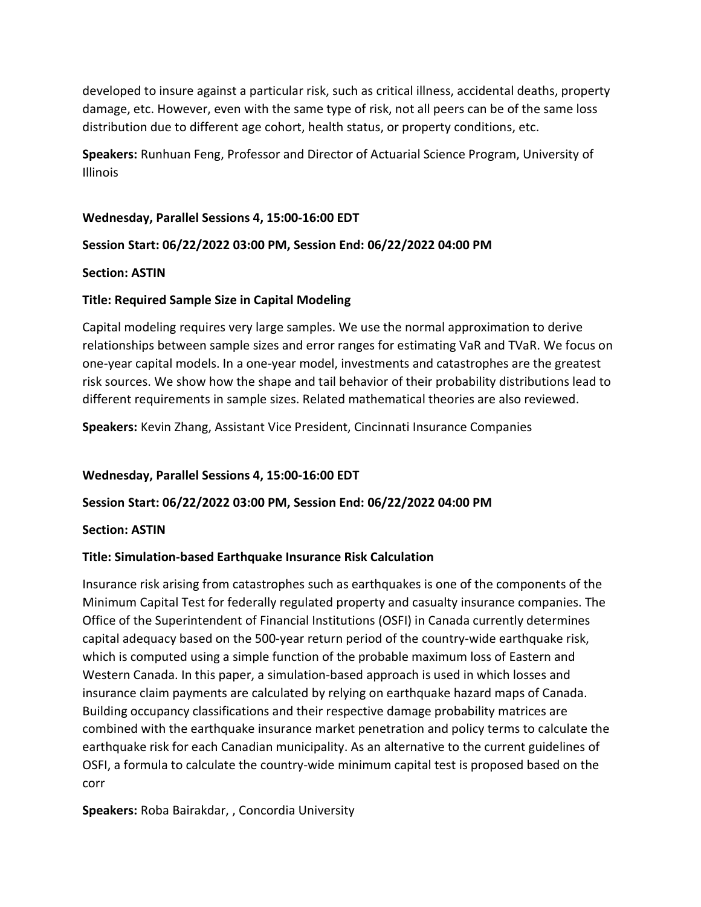developed to insure against a particular risk, such as critical illness, accidental deaths, property damage, etc. However, even with the same type of risk, not all peers can be of the same loss distribution due to different age cohort, health status, or property conditions, etc.

**Speakers:** Runhuan Feng, Professor and Director of Actuarial Science Program, University of Illinois

**Wednesday, Parallel Sessions 4, 15:00-16:00 EDT**

**Session Start: 06/22/2022 03:00 PM, Session End: 06/22/2022 04:00 PM**

**Section: ASTIN**

**Title: Required Sample Size in Capital Modeling**

Capital modeling requires very large samples. We use the normal approximation to derive relationships between sample sizes and error ranges for estimating VaR and TVaR. We focus on one-year capital models. In a one-year model, investments and catastrophes are the greatest risk sources. We show how the shape and tail behavior of their probability distributions lead to different requirements in sample sizes. Related mathematical theories are also reviewed.

**Speakers:** Kevin Zhang, Assistant Vice President, Cincinnati Insurance Companies

**Wednesday, Parallel Sessions 4, 15:00-16:00 EDT**

**Session Start: 06/22/2022 03:00 PM, Session End: 06/22/2022 04:00 PM**

**Section: ASTIN**

**Title: Simulation-based Earthquake Insurance Risk Calculation**

Insurance risk arising from catastrophes such as earthquakes is one of the components of the Minimum Capital Test for federally regulated property and casualty insurance companies. The Office of the Superintendent of Financial Institutions (OSFI) in Canada currently determines capital adequacy based on the 500-year return period of the country-wide earthquake risk, which is computed using a simple function of the probable maximum loss of Eastern and Western Canada. In this paper, a simulation-based approach is used in which losses and insurance claim payments are calculated by relying on earthquake hazard maps of Canada. Building occupancy classifications and their respective damage probability matrices are combined with the earthquake insurance market penetration and policy terms to calculate the earthquake risk for each Canadian municipality. As an alternative to the current guidelines of OSFI, a formula to calculate the country-wide minimum capital test is proposed based on the corr

**Speakers:** Roba Bairakdar, , Concordia University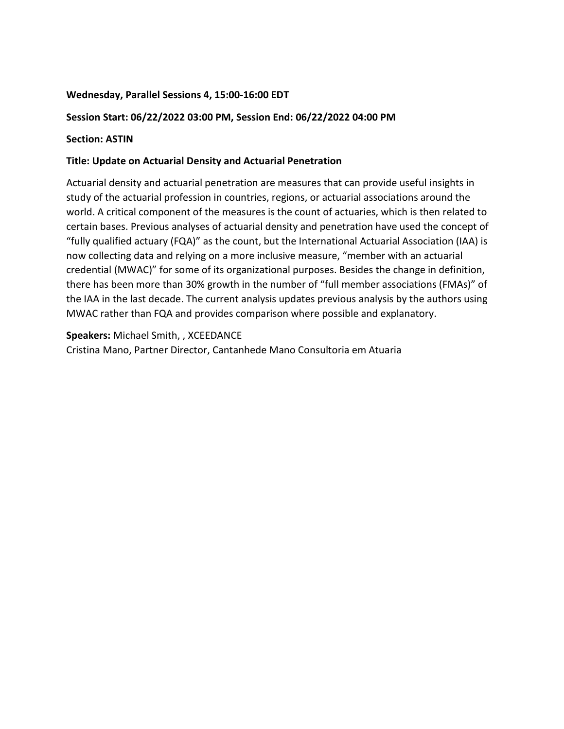**Wednesday, Parallel Sessions 4, 15:00-16:00 EDT**

**Session Start: 06/22/2022 03:00 PM, Session End: 06/22/2022 04:00 PM**

**Section: ASTIN**

**Title: Update on Actuarial Density and Actuarial Penetration**

Actuarial density and actuarial penetration are measures that can provide useful insights in study of the actuarial profession in countries, regions, or actuarial associations around the world. A critical component of the measures is the count of actuaries, which is then related to certain bases. Previous analyses of actuarial density and penetration have used the concept of "fully qualified actuary (FQA)" as the count, but the International Actuarial Association (IAA) is now collecting data and relying on a more inclusive measure, "member with an actuarial credential (MWAC)" for some of its organizational purposes. Besides the change in definition, there has been more than 30% growth in the number of "full member associations (FMAs)" of the IAA in the last decade. The current analysis updates previous analysis by the authors using MWAC rather than FQA and provides comparison where possible and explanatory.

**Speakers:** Michael Smith, , XCEEDANCE
Cristina Mano, Partner Director, Cantanhede Mano Consultoria em Atuaria